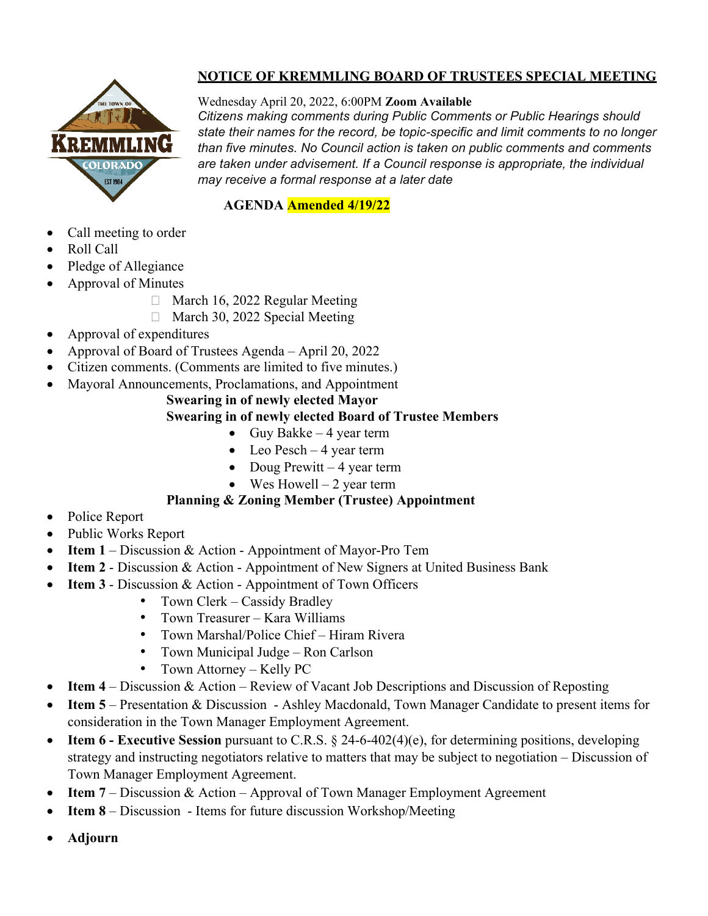# NOTICE OF KREMMLING BOARD OF TRUSTEES SPECIAL MEETING

Wednesday April 20, 2022, 6:00PM **Zoom Available**

*Citizens making comments during Public Comments or Public Hearings should state their names for the record, be topic-specific and limit comments to no longer than five minutes. No Council action is taken on public comments and comments are taken under advisement. If a Council response is appropriate, the individual may receive a formal response at a later date*

**AGENDA Amended 4/19/22**

- Call meeting to order
- Roll Call
- Pledge of Allegiance
- Approval of Minutes
  - March 16, 2022 Regular Meeting
  - March 30, 2022 Special Meeting
- Approval of expenditures
- Approval of Board of Trustees Agenda – April 20, 2022
- Citizen comments. (Comments are limited to five minutes.)
- Mayoral Announcements, Proclamations, and Appointment

  **Swearing in of newly elected Mayor**

  **Swearing in of newly elected Board of Trustee Members**
  - Guy Bakke – 4 year term
  - Leo Pesch – 4 year term
  - Doug Prewitt – 4 year term
  - Wes Howell – 2 year term

  **Planning & Zoning Member (Trustee) Appointment**
- Police Report
- Public Works Report
- **Item 1** – Discussion & Action - Appointment of Mayor-Pro Tem
- **Item 2** - Discussion & Action - Appointment of New Signers at United Business Bank
- **Item 3** - Discussion & Action - Appointment of Town Officers
  - Town Clerk – Cassidy Bradley
  - Town Treasurer – Kara Williams
  - Town Marshal/Police Chief – Hiram Rivera
  - Town Municipal Judge – Ron Carlson
  - Town Attorney – Kelly PC
- **Item 4** – Discussion & Action – Review of Vacant Job Descriptions and Discussion of Reposting
- **Item 5** – Presentation & Discussion - Ashley Macdonald, Town Manager Candidate to present items for consideration in the Town Manager Employment Agreement.
- **Item 6 - Executive Session** pursuant to C.R.S. § 24-6-402(4)(e), for determining positions, developing strategy and instructing negotiators relative to matters that may be subject to negotiation – Discussion of Town Manager Employment Agreement.
- **Item 7** – Discussion & Action – Approval of Town Manager Employment Agreement
- **Item 8** – Discussion - Items for future discussion Workshop/Meeting
- **Adjourn**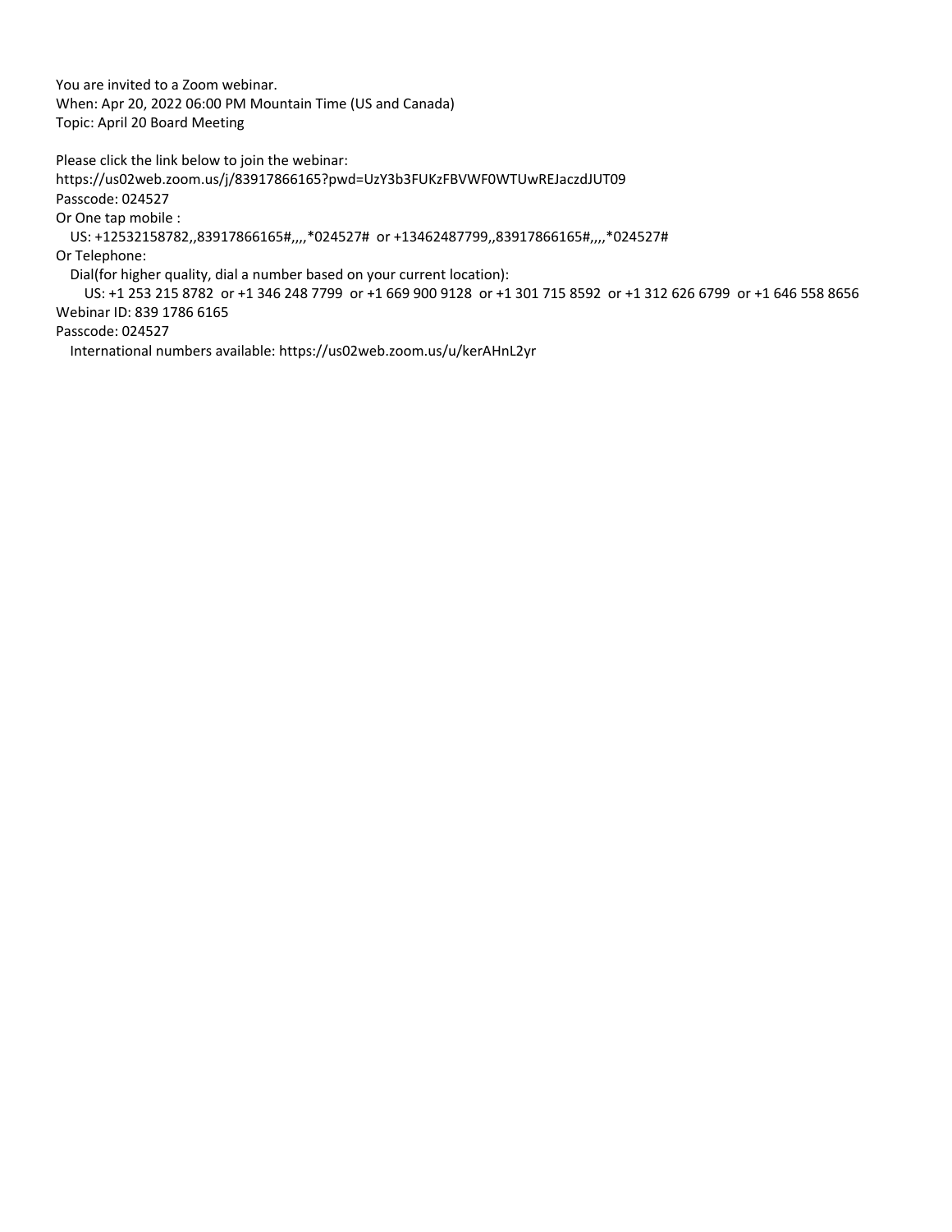You are invited to a Zoom webinar.
When: Apr 20, 2022 06:00 PM Mountain Time (US and Canada)
Topic: April 20 Board Meeting

Please click the link below to join the webinar:
https://us02web.zoom.us/j/83917866165?pwd=UzY3b3FUKzFBVWF0WTUwREJaczdJUT09
Passcode: 024527
Or One tap mobile :
US: +12532158782,,83917866165#,,,,*024527# or +13462487799,,83917866165#,,,,*024527#
Or Telephone:
Dial(for higher quality, dial a number based on your current location):
US: +1 253 215 8782 or +1 346 248 7799 or +1 669 900 9128 or +1 301 715 8592 or +1 312 626 6799 or +1 646 558 8656
Webinar ID: 839 1786 6165
Passcode: 024527
International numbers available: https://us02web.zoom.us/u/kerAHnL2yr